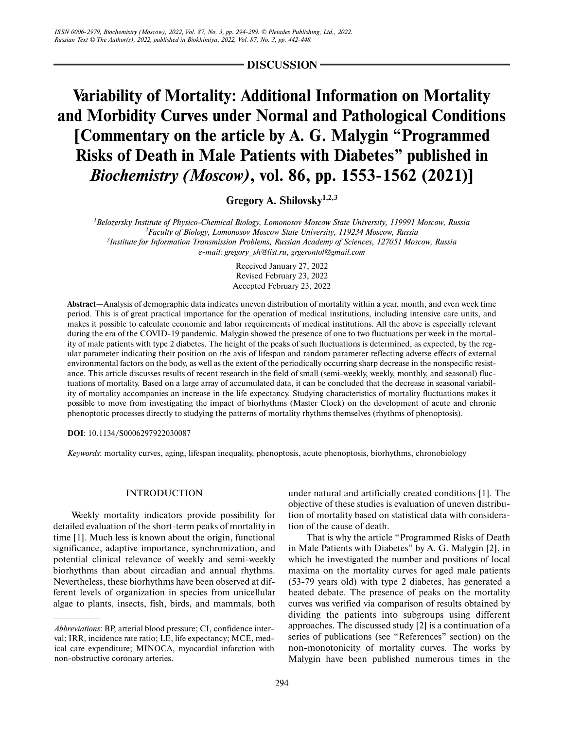DISCUSSION

# Variability of Mortality: Additional Information on Mortality and Morbidity Curves under Normal and Pathological Conditions [Commentary on the article by A. G. Malygin "Programmed Risks of Death in Male Patients with Diabetes" published in *Biochemistry (Moscow)*, vol. 86, pp. 1553-1562 (2021)]

**Gregory A. Shilovsky**[1,2,3]

[1]*Belozersky Institute of Physico-Chemical Biology, Lomonosov Moscow State University, 119991 Moscow, Russia*
[2]*Faculty of Biology, Lomonosov Moscow State University, 119234 Moscow, Russia*
[3]*Institute for Information Transmission Problems, Russian Academy of Sciences, 127051 Moscow, Russia*
*e-mail: gregory_sh@list.ru, grgerontol@gmail.com*

Received January 27, 2022
Revised February 23, 2022
Accepted February 23, 2022

**Abstract**—Analysis of demographic data indicates uneven distribution of mortality within a year, month, and even week time period. This is of great practical importance for the operation of medical institutions, including intensive care units, and makes it possible to calculate economic and labor requirements of medical institutions. All the above is especially relevant during the era of the COVID-19 pandemic. Malygin showed the presence of one to two fluctuations per week in the mortality of male patients with type 2 diabetes. The height of the peaks of such fluctuations is determined, as expected, by the regular parameter indicating their position on the axis of lifespan and random parameter reflecting adverse effects of external environmental factors on the body, as well as the extent of the periodically occurring sharp decrease in the nonspecific resistance. This article discusses results of recent research in the field of small (semi-weekly, weekly, monthly, and seasonal) fluctuations of mortality. Based on a large array of accumulated data, it can be concluded that the decrease in seasonal variability of mortality accompanies an increase in the life expectancy. Studying characteristics of mortality fluctuations makes it possible to move from investigating the impact of biorhythms (Master Clock) on the development of acute and chronic phenoptotic processes directly to studying the patterns of mortality rhythms themselves (rhythms of phenoptosis).

**DOI**: 10.1134/S0006297922030087

*Keywords*: mortality curves, aging, lifespan inequality, phenoptosis, acute phenoptosis, biorhythms, chronobiology

## INTRODUCTION

Weekly mortality indicators provide possibility for detailed evaluation of the short-term peaks of mortality in time [1]. Much less is known about the origin, functional significance, adaptive importance, synchronization, and potential clinical relevance of weekly and semi-weekly biorhythms than about circadian and annual rhythms. Nevertheless, these biorhythms have been observed at different levels of organization in species from unicellular algae to plants, insects, fish, birds, and mammals, both under natural and artificially created conditions [1]. The objective of these studies is evaluation of uneven distribution of mortality based on statistical data with consideration of the cause of death.

That is why the article "Programmed Risks of Death in Male Patients with Diabetes" by A. G. Malygin [2], in which he investigated the number and positions of local maxima on the mortality curves for aged male patients (53-79 years old) with type 2 diabetes, has generated a heated debate. The presence of peaks on the mortality curves was verified via comparison of results obtained by dividing the patients into subgroups using different approaches. The discussed study [2] is a continuation of a series of publications (see "References" section) on the non-monotonicity of mortality curves. The works by Malygin have been published numerous times in the

*Abbreviations*: BP, arterial blood pressure; CI, confidence interval; IRR, incidence rate ratio; LE, life expectancy; MCE, medical care expenditure; MINOCA, myocardial infarction with non-obstructive coronary arteries.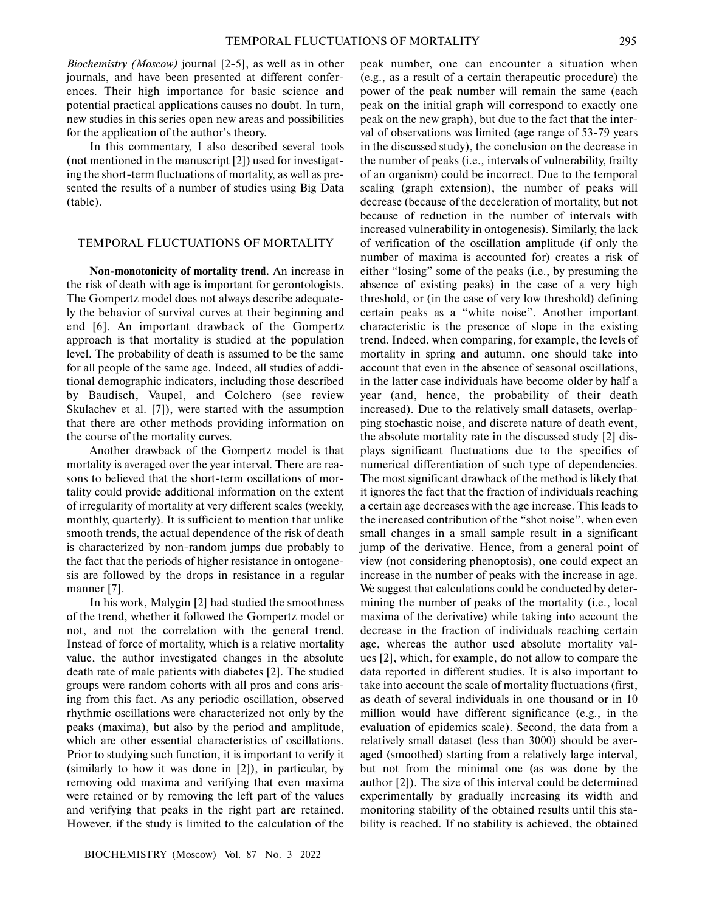*Biochemistry (Moscow)* journal [2-5], as well as in other journals, and have been presented at different conferences. Their high importance for basic science and potential practical applications causes no doubt. In turn, new studies in this series open new areas and possibilities for the application of the author's theory.

In this commentary, I also described several tools (not mentioned in the manuscript [2]) used for investigating the short-term fluctuations of mortality, as well as presented the results of a number of studies using Big Data (table).

## TEMPORAL FLUCTUATIONS OF MORTALITY

**Non-monotonicity of mortality trend.** An increase in the risk of death with age is important for gerontologists. The Gompertz model does not always describe adequately the behavior of survival curves at their beginning and end [6]. An important drawback of the Gompertz approach is that mortality is studied at the population level. The probability of death is assumed to be the same for all people of the same age. Indeed, all studies of additional demographic indicators, including those described by Baudisch, Vaupel, and Colchero (see review Skulachev et al. [7]), were started with the assumption that there are other methods providing information on the course of the mortality curves.

Another drawback of the Gompertz model is that mortality is averaged over the year interval. There are reasons to believed that the short-term oscillations of mortality could provide additional information on the extent of irregularity of mortality at very different scales (weekly, monthly, quarterly). It is sufficient to mention that unlike smooth trends, the actual dependence of the risk of death is characterized by non-random jumps due probably to the fact that the periods of higher resistance in ontogenesis are followed by the drops in resistance in a regular manner [7].

In his work, Malygin [2] had studied the smoothness of the trend, whether it followed the Gompertz model or not, and not the correlation with the general trend. Instead of force of mortality, which is a relative mortality value, the author investigated changes in the absolute death rate of male patients with diabetes [2]. The studied groups were random cohorts with all pros and cons arising from this fact. As any periodic oscillation, observed rhythmic oscillations were characterized not only by the peaks (maxima), but also by the period and amplitude, which are other essential characteristics of oscillations. Prior to studying such function, it is important to verify it (similarly to how it was done in [2]), in particular, by removing odd maxima and verifying that even maxima were retained or by removing the left part of the values and verifying that peaks in the right part are retained. However, if the study is limited to the calculation of the peak number, one can encounter a situation when (e.g., as a result of a certain therapeutic procedure) the power of the peak number will remain the same (each peak on the initial graph will correspond to exactly one peak on the new graph), but due to the fact that the interval of observations was limited (age range of 53-79 years in the discussed study), the conclusion on the decrease in the number of peaks (i.e., intervals of vulnerability, frailty of an organism) could be incorrect. Due to the temporal scaling (graph extension), the number of peaks will decrease (because of the deceleration of mortality, but not because of reduction in the number of intervals with increased vulnerability in ontogenesis). Similarly, the lack of verification of the oscillation amplitude (if only the number of maxima is accounted for) creates a risk of either "losing" some of the peaks (i.e., by presuming the absence of existing peaks) in the case of a very high threshold, or (in the case of very low threshold) defining certain peaks as a "white noise". Another important characteristic is the presence of slope in the existing trend. Indeed, when comparing, for example, the levels of mortality in spring and autumn, one should take into account that even in the absence of seasonal oscillations, in the latter case individuals have become older by half a year (and, hence, the probability of their death increased). Due to the relatively small datasets, overlapping stochastic noise, and discrete nature of death event, the absolute mortality rate in the discussed study [2] displays significant fluctuations due to the specifics of numerical differentiation of such type of dependencies. The most significant drawback of the method is likely that it ignores the fact that the fraction of individuals reaching a certain age decreases with the age increase. This leads to the increased contribution of the "shot noise", when even small changes in a small sample result in a significant jump of the derivative. Hence, from a general point of view (not considering phenoptosis), one could expect an increase in the number of peaks with the increase in age. We suggest that calculations could be conducted by determining the number of peaks of the mortality (i.e., local maxima of the derivative) while taking into account the decrease in the fraction of individuals reaching certain age, whereas the author used absolute mortality values [2], which, for example, do not allow to compare the data reported in different studies. It is also important to take into account the scale of mortality fluctuations (first, as death of several individuals in one thousand or in 10 million would have different significance (e.g., in the evaluation of epidemics scale). Second, the data from a relatively small dataset (less than 3000) should be averaged (smoothed) starting from a relatively large interval, but not from the minimal one (as was done by the author [2]). The size of this interval could be determined experimentally by gradually increasing its width and monitoring stability of the obtained results until this stability is reached. If no stability is achieved, the obtained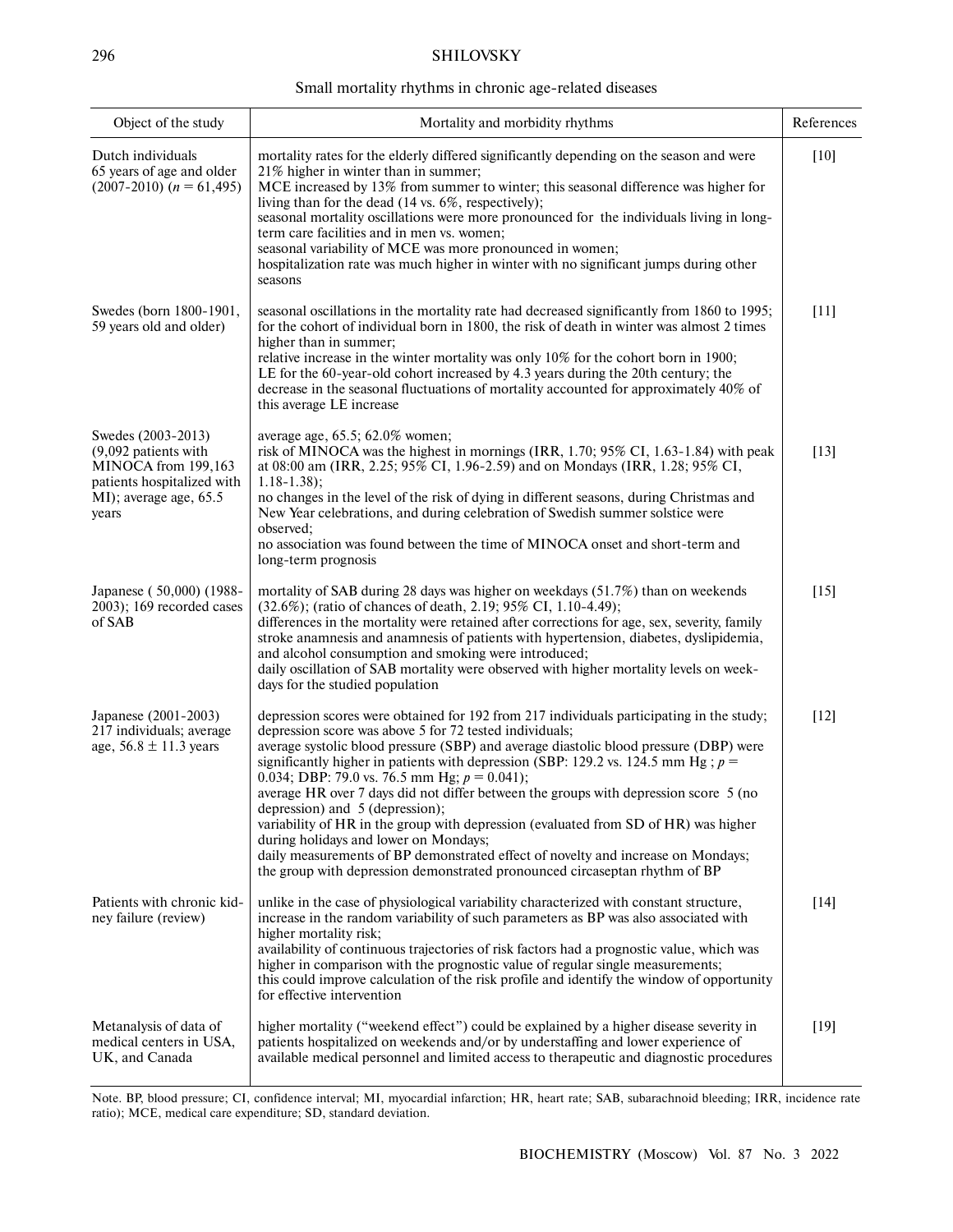Small mortality rhythms in chronic age-related diseases

| Object of the study | Mortality and morbidity rhythms | References |
|---|---|---|
| Dutch individuals 65 years of age and older (2007-2010) ($n$ = 61,495) | mortality rates for the elderly differed significantly depending on the season and were 21% higher in winter than in summer; MCE increased by 13% from summer to winter; this seasonal difference was higher for living than for the dead (14 vs. 6%, respectively); seasonal mortality oscillations were more pronounced for the individuals living in long-term care facilities and in men vs. women; seasonal variability of MCE was more pronounced in women; hospitalization rate was much higher in winter with no significant jumps during other seasons | [10] |
| Swedes (born 1800-1901, 59 years old and older) | seasonal oscillations in the mortality rate had decreased significantly from 1860 to 1995; for the cohort of individual born in 1800, the risk of death in winter was almost 2 times higher than in summer; relative increase in the winter mortality was only 10% for the cohort born in 1900; LE for the 60-year-old cohort increased by 4.3 years during the 20th century; the decrease in the seasonal fluctuations of mortality accounted for approximately 40% of this average LE increase | [11] |
| Swedes (2003-2013) (9,092 patients with MINOCA from 199,163 patients hospitalized with MI); average age, 65.5 years | average age, 65.5; 62.0% women; risk of MINOCA was the highest in mornings (IRR, 1.70; 95% CI, 1.63-1.84) with peak at 08:00 am (IRR, 2.25; 95% CI, 1.96-2.59) and on Mondays (IRR, 1.28; 95% CI, 1.18-1.38); no changes in the level of the risk of dying in different seasons, during Christmas and New Year celebrations, and during celebration of Swedish summer solstice were observed; no association was found between the time of MINOCA onset and short-term and long-term prognosis | [13] |
| Japanese ( 50,000) (1988-2003); 169 recorded cases of SAB | mortality of SAB during 28 days was higher on weekdays (51.7%) than on weekends (32.6%); (ratio of chances of death, 2.19; 95% CI, 1.10-4.49); differences in the mortality were retained after corrections for age, sex, severity, family stroke anamnesis and anamnesis of patients with hypertension, diabetes, dyslipidemia, and alcohol consumption and smoking were introduced; daily oscillation of SAB mortality were observed with higher mortality levels on weekdays for the studied population | [15] |
| Japanese (2001-2003) 217 individuals; average age, 56.8 ± 11.3 years | depression scores were obtained for 192 from 217 individuals participating in the study; depression score was above 5 for 72 tested individuals; average systolic blood pressure (SBP) and average diastolic blood pressure (DBP) were significantly higher in patients with depression (SBP: 129.2 vs. 124.5 mm Hg ; $p$ = 0.034; DBP: 79.0 vs. 76.5 mm Hg; $p$ = 0.041); average HR over 7 days did not differ between the groups with depression score  5 (no depression) and  5 (depression); variability of HR in the group with depression (evaluated from SD of HR) was higher during holidays and lower on Mondays; daily measurements of BP demonstrated effect of novelty and increase on Mondays; the group with depression demonstrated pronounced circaseptan rhythm of BP | [12] |
| Patients with chronic kidney failure (review) | unlike in the case of physiological variability characterized with constant structure, increase in the random variability of such parameters as BP was also associated with higher mortality risk; availability of continuous trajectories of risk factors had a prognostic value, which was higher in comparison with the prognostic value of regular single measurements; this could improve calculation of the risk profile and identify the window of opportunity for effective intervention | [14] |
| Metanalysis of data of medical centers in USA, UK, and Canada | higher mortality ("weekend effect") could be explained by a higher disease severity in patients hospitalized on weekends and/or by understaffing and lower experience of available medical personnel and limited access to therapeutic and diagnostic procedures | [19] |

Note. BP, blood pressure; CI, confidence interval; MI, myocardial infarction; HR, heart rate; SAB, subarachnoid bleeding; IRR, incidence rate ratio); MCE, medical care expenditure; SD, standard deviation.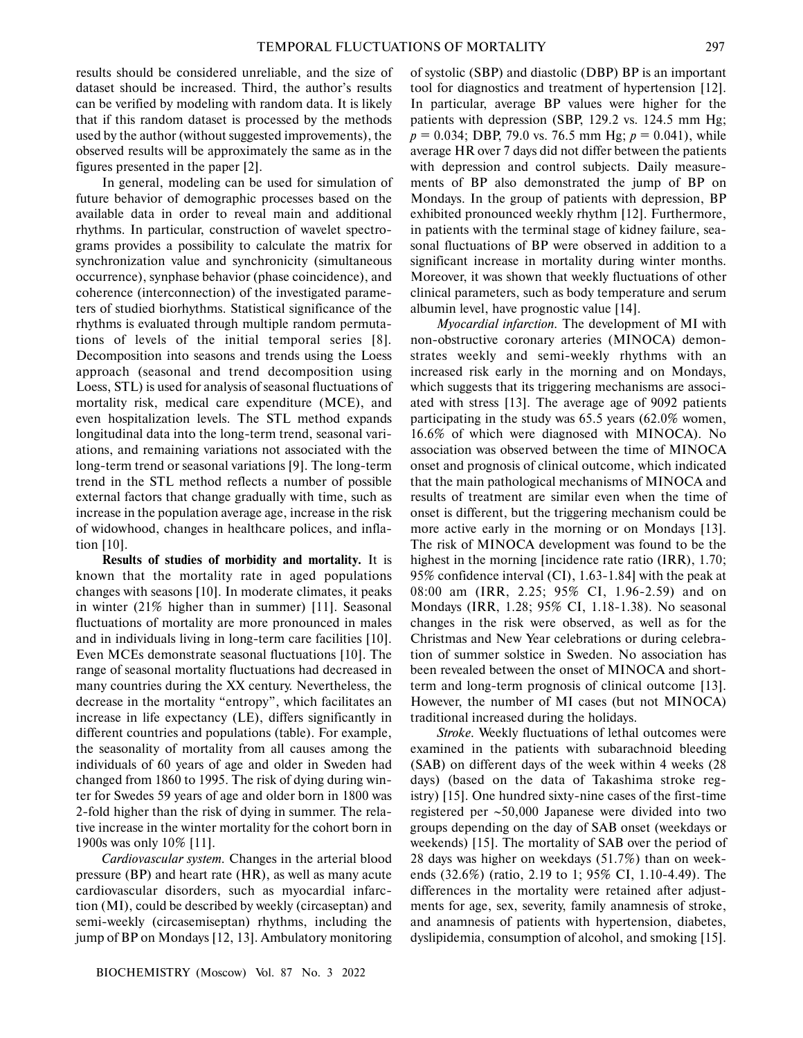results should be considered unreliable, and the size of dataset should be increased. Third, the author's results can be verified by modeling with random data. It is likely that if this random dataset is processed by the methods used by the author (without suggested improvements), the observed results will be approximately the same as in the figures presented in the paper [2].

In general, modeling can be used for simulation of future behavior of demographic processes based on the available data in order to reveal main and additional rhythms. In particular, construction of wavelet spectrograms provides a possibility to calculate the matrix for synchronization value and synchronicity (simultaneous occurrence), synphase behavior (phase coincidence), and coherence (interconnection) of the investigated parameters of studied biorhythms. Statistical significance of the rhythms is evaluated through multiple random permutations of levels of the initial temporal series [8]. Decomposition into seasons and trends using the Loess approach (seasonal and trend decomposition using Loess, STL) is used for analysis of seasonal fluctuations of mortality risk, medical care expenditure (MCE), and even hospitalization levels. The STL method expands longitudinal data into the long-term trend, seasonal variations, and remaining variations not associated with the long-term trend or seasonal variations [9]. The long-term trend in the STL method reflects a number of possible external factors that change gradually with time, such as increase in the population average age, increase in the risk of widowhood, changes in healthcare polices, and inflation [10].

**Results of studies of morbidity and mortality.** It is known that the mortality rate in aged populations changes with seasons [10]. In moderate climates, it peaks in winter (21% higher than in summer) [11]. Seasonal fluctuations of mortality are more pronounced in males and in individuals living in long-term care facilities [10]. Even MCEs demonstrate seasonal fluctuations [10]. The range of seasonal mortality fluctuations had decreased in many countries during the XX century. Nevertheless, the decrease in the mortality "entropy", which facilitates an increase in life expectancy (LE), differs significantly in different countries and populations (table). For example, the seasonality of mortality from all causes among the individuals of 60 years of age and older in Sweden had changed from 1860 to 1995. The risk of dying during winter for Swedes 59 years of age and older born in 1800 was 2-fold higher than the risk of dying in summer. The relative increase in the winter mortality for the cohort born in 1900s was only 10% [11].

*Cardiovascular system.* Changes in the arterial blood pressure (BP) and heart rate (HR), as well as many acute cardiovascular disorders, such as myocardial infarction (MI), could be described by weekly (circaseptan) and semi-weekly (circasemiseptan) rhythms, including the jump of BP on Mondays [12, 13]. Ambulatory monitoring of systolic (SBP) and diastolic (DBP) BP is an important tool for diagnostics and treatment of hypertension [12]. In particular, average BP values were higher for the patients with depression (SBP, 129.2 vs. 124.5 mm Hg; $p = 0.034$; DBP, 79.0 vs. 76.5 mm Hg; $p = 0.041$), while average HR over 7 days did not differ between the patients with depression and control subjects. Daily measurements of BP also demonstrated the jump of BP on Mondays. In the group of patients with depression, BP exhibited pronounced weekly rhythm [12]. Furthermore, in patients with the terminal stage of kidney failure, seasonal fluctuations of BP were observed in addition to a significant increase in mortality during winter months. Moreover, it was shown that weekly fluctuations of other clinical parameters, such as body temperature and serum albumin level, have prognostic value [14].

*Myocardial infarction.* The development of MI with non-obstructive coronary arteries (MINOCA) demonstrates weekly and semi-weekly rhythms with an increased risk early in the morning and on Mondays, which suggests that its triggering mechanisms are associated with stress [13]. The average age of 9092 patients participating in the study was 65.5 years (62.0% women, 16.6% of which were diagnosed with MINOCA). No association was observed between the time of MINOCA onset and prognosis of clinical outcome, which indicated that the main pathological mechanisms of MINOCA and results of treatment are similar even when the time of onset is different, but the triggering mechanism could be more active early in the morning or on Mondays [13]. The risk of MINOCA development was found to be the highest in the morning [incidence rate ratio (IRR), 1.70; 95% confidence interval (CI), 1.63-1.84] with the peak at 08:00 am (IRR, 2.25; 95% CI, 1.96-2.59) and on Mondays (IRR, 1.28; 95% CI, 1.18-1.38). No seasonal changes in the risk were observed, as well as for the Christmas and New Year celebrations or during celebration of summer solstice in Sweden. No association has been revealed between the onset of MINOCA and short-term and long-term prognosis of clinical outcome [13]. However, the number of MI cases (but not MINOCA) traditional increased during the holidays.

*Stroke.* Weekly fluctuations of lethal outcomes were examined in the patients with subarachnoid bleeding (SAB) on different days of the week within 4 weeks (28 days) (based on the data of Takashima stroke registry) [15]. One hundred sixty-nine cases of the first-time registered per ~50,000 Japanese were divided into two groups depending on the day of SAB onset (weekdays or weekends) [15]. The mortality of SAB over the period of 28 days was higher on weekdays (51.7%) than on weekends (32.6%) (ratio, 2.19 to 1; 95% CI, 1.10-4.49). The differences in the mortality were retained after adjustments for age, sex, severity, family anamnesis of stroke, and anamnesis of patients with hypertension, diabetes, dyslipidemia, consumption of alcohol, and smoking [15].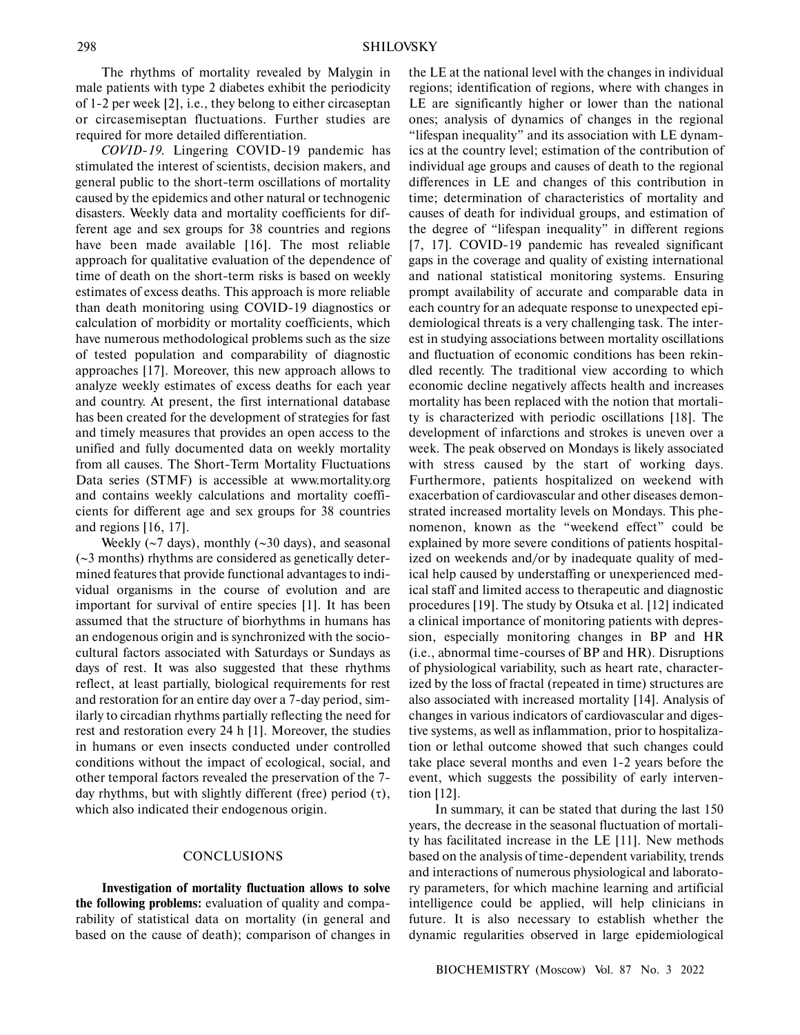The rhythms of mortality revealed by Malygin in male patients with type 2 diabetes exhibit the periodicity of 1-2 per week [2], i.e., they belong to either circaseptan or circasemiseptan fluctuations. Further studies are required for more detailed differentiation.

*COVID-19.* Lingering COVID-19 pandemic has stimulated the interest of scientists, decision makers, and general public to the short-term oscillations of mortality caused by the epidemics and other natural or technogenic disasters. Weekly data and mortality coefficients for different age and sex groups for 38 countries and regions have been made available [16]. The most reliable approach for qualitative evaluation of the dependence of time of death on the short-term risks is based on weekly estimates of excess deaths. This approach is more reliable than death monitoring using COVID-19 diagnostics or calculation of morbidity or mortality coefficients, which have numerous methodological problems such as the size of tested population and comparability of diagnostic approaches [17]. Moreover, this new approach allows to analyze weekly estimates of excess deaths for each year and country. At present, the first international database has been created for the development of strategies for fast and timely measures that provides an open access to the unified and fully documented data on weekly mortality from all causes. The Short-Term Mortality Fluctuations Data series (STMF) is accessible at www.mortality.org and contains weekly calculations and mortality coefficients for different age and sex groups for 38 countries and regions [16, 17].

Weekly (~7 days), monthly (~30 days), and seasonal (~3 months) rhythms are considered as genetically determined features that provide functional advantages to individual organisms in the course of evolution and are important for survival of entire species [1]. It has been assumed that the structure of biorhythms in humans has an endogenous origin and is synchronized with the sociocultural factors associated with Saturdays or Sundays as days of rest. It was also suggested that these rhythms reflect, at least partially, biological requirements for rest and restoration for an entire day over a 7-day period, similarly to circadian rhythms partially reflecting the need for rest and restoration every 24 h [1]. Moreover, the studies in humans or even insects conducted under controlled conditions without the impact of ecological, social, and other temporal factors revealed the preservation of the 7-day rhythms, but with slightly different (free) period ($\tau$), which also indicated their endogenous origin.

## CONCLUSIONS

**Investigation of mortality fluctuation allows to solve the following problems:** evaluation of quality and comparability of statistical data on mortality (in general and based on the cause of death); comparison of changes in the LE at the national level with the changes in individual regions; identification of regions, where with changes in LE are significantly higher or lower than the national ones; analysis of dynamics of changes in the regional "lifespan inequality" and its association with LE dynamics at the country level; estimation of the contribution of individual age groups and causes of death to the regional differences in LE and changes of this contribution in time; determination of characteristics of mortality and causes of death for individual groups, and estimation of the degree of "lifespan inequality" in different regions [7, 17]. COVID-19 pandemic has revealed significant gaps in the coverage and quality of existing international and national statistical monitoring systems. Ensuring prompt availability of accurate and comparable data in each country for an adequate response to unexpected epidemiological threats is a very challenging task. The interest in studying associations between mortality oscillations and fluctuation of economic conditions has been rekindled recently. The traditional view according to which economic decline negatively affects health and increases mortality has been replaced with the notion that mortality is characterized with periodic oscillations [18]. The development of infarctions and strokes is uneven over a week. The peak observed on Mondays is likely associated with stress caused by the start of working days. Furthermore, patients hospitalized on weekend with exacerbation of cardiovascular and other diseases demonstrated increased mortality levels on Mondays. This phenomenon, known as the "weekend effect" could be explained by more severe conditions of patients hospitalized on weekends and/or by inadequate quality of medical help caused by understaffing or unexperienced medical staff and limited access to therapeutic and diagnostic procedures [19]. The study by Otsuka et al. [12] indicated a clinical importance of monitoring patients with depression, especially monitoring changes in BP and HR (i.e., abnormal time-courses of BP and HR). Disruptions of physiological variability, such as heart rate, characterized by the loss of fractal (repeated in time) structures are also associated with increased mortality [14]. Analysis of changes in various indicators of cardiovascular and digestive systems, as well as inflammation, prior to hospitalization or lethal outcome showed that such changes could take place several months and even 1-2 years before the event, which suggests the possibility of early intervention [12].

In summary, it can be stated that during the last 150 years, the decrease in the seasonal fluctuation of mortality has facilitated increase in the LE [11]. New methods based on the analysis of time-dependent variability, trends and interactions of numerous physiological and laboratory parameters, for which machine learning and artificial intelligence could be applied, will help clinicians in future. It is also necessary to establish whether the dynamic regularities observed in large epidemiological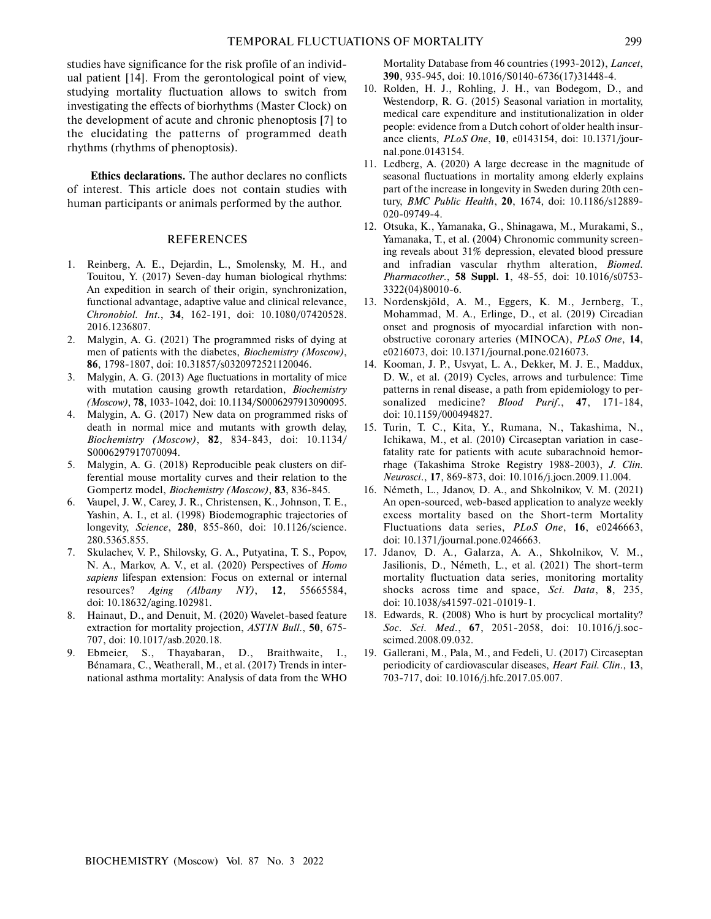studies have significance for the risk profile of an individual patient [14]. From the gerontological point of view, studying mortality fluctuation allows to switch from investigating the effects of biorhythms (Master Clock) on the development of acute and chronic phenoptosis [7] to the elucidating the patterns of programmed death rhythms (rhythms of phenoptosis).

**Ethics declarations.** The author declares no conflicts of interest. This article does not contain studies with human participants or animals performed by the author.

## REFERENCES

1. Reinberg, A. E., Dejardin, L., Smolensky, M. H., and Touitou, Y. (2017) Seven-day human biological rhythms: An expedition in search of their origin, synchronization, functional advantage, adaptive value and clinical relevance, *Chronobiol. Int.*, **34**, 162-191, doi: 10.1080/07420528.2016.1236807.
2. Malygin, A. G. (2021) The programmed risks of dying at men of patients with the diabetes, *Biochemistry (Moscow)*, **86**, 1798-1807, doi: 10.31857/s0320972521120046.
3. Malygin, A. G. (2013) Age fluctuations in mortality of mice with mutation causing growth retardation, *Biochemistry (Moscow)*, **78**, 1033-1042, doi: 10.1134/S0006297913090095.
4. Malygin, A. G. (2017) New data on programmed risks of death in normal mice and mutants with growth delay, *Biochemistry (Moscow)*, **82**, 834-843, doi: 10.1134/S0006297917070094.
5. Malygin, A. G. (2018) Reproducible peak clusters on differential mouse mortality curves and their relation to the Gompertz model, *Biochemistry (Moscow)*, **83**, 836-845.
6. Vaupel, J. W., Carey, J. R., Christensen, K., Johnson, T. E., Yashin, A. I., et al. (1998) Biodemographic trajectories of longevity, *Science*, **280**, 855-860, doi: 10.1126/science.280.5365.855.
7. Skulachev, V. P., Shilovsky, G. A., Putyatina, T. S., Popov, N. A., Markov, A. V., et al. (2020) Perspectives of *Homo sapiens* lifespan extension: Focus on external or internal resources? *Aging (Albany NY)*, **12**, 55665584, doi: 10.18632/aging.102981.
8. Hainaut, D., and Denuit, M. (2020) Wavelet-based feature extraction for mortality projection, *ASTIN Bull.*, **50**, 675-707, doi: 10.1017/asb.2020.18.
9. Ebmeier, S., Thayabaran, D., Braithwaite, I., Bénamara, C., Weatherall, M., et al. (2017) Trends in international asthma mortality: Analysis of data from the WHO Mortality Database from 46 countries (1993-2012), *Lancet*, **390**, 935-945, doi: 10.1016/S0140-6736(17)31448-4.
10. Rolden, H. J., Rohling, J. H., van Bodegom, D., and Westendorp, R. G. (2015) Seasonal variation in mortality, medical care expenditure and institutionalization in older people: evidence from a Dutch cohort of older health insurance clients, *PLoS One*, **10**, e0143154, doi: 10.1371/journal.pone.0143154.
11. Ledberg, A. (2020) A large decrease in the magnitude of seasonal fluctuations in mortality among elderly explains part of the increase in longevity in Sweden during 20th century, *BMC Public Health*, **20**, 1674, doi: 10.1186/s12889-020-09749-4.
12. Otsuka, K., Yamanaka, G., Shinagawa, M., Murakami, S., Yamanaka, T., et al. (2004) Chronomic community screening reveals about 31% depression, elevated blood pressure and infradian vascular rhythm alteration, *Biomed. Pharmacother.*, **58 Suppl. 1**, 48-55, doi: 10.1016/s0753-3322(04)80010-6.
13. Nordenskjöld, A. M., Eggers, K. M., Jernberg, T., Mohammad, M. A., Erlinge, D., et al. (2019) Circadian onset and prognosis of myocardial infarction with non-obstructive coronary arteries (MINOCA), *PLoS One*, **14**, e0216073, doi: 10.1371/journal.pone.0216073.
14. Kooman, J. P., Usvyat, L. A., Dekker, M. J. E., Maddux, D. W., et al. (2019) Cycles, arrows and turbulence: Time patterns in renal disease, a path from epidemiology to personalized medicine? *Blood Purif.*, **47**, 171-184, doi: 10.1159/000494827.
15. Turin, T. C., Kita, Y., Rumana, N., Takashima, N., Ichikawa, M., et al. (2010) Circaseptan variation in case-fatality rate for patients with acute subarachnoid hemorrhage (Takashima Stroke Registry 1988-2003), *J. Clin. Neurosci.*, **17**, 869-873, doi: 10.1016/j.jocn.2009.11.004.
16. Németh, L., Jdanov, D. A., and Shkolnikov, V. M. (2021) An open-sourced, web-based application to analyze weekly excess mortality based on the Short-term Mortality Fluctuations data series, *PLoS One*, **16**, e0246663, doi: 10.1371/journal.pone.0246663.
17. Jdanov, D. A., Galarza, A. A., Shkolnikov, V. M., Jasilionis, D., Németh, L., et al. (2021) The short-term mortality fluctuation data series, monitoring mortality shocks across time and space, *Sci. Data*, **8**, 235, doi: 10.1038/s41597-021-01019-1.
18. Edwards, R. (2008) Who is hurt by procyclical mortality? *Soc. Sci. Med.*, **67**, 2051-2058, doi: 10.1016/j.socscimed.2008.09.032.
19. Gallerani, M., Pala, M., and Fedeli, U. (2017) Circaseptan periodicity of cardiovascular diseases, *Heart Fail. Clin.*, **13**, 703-717, doi: 10.1016/j.hfc.2017.05.007.